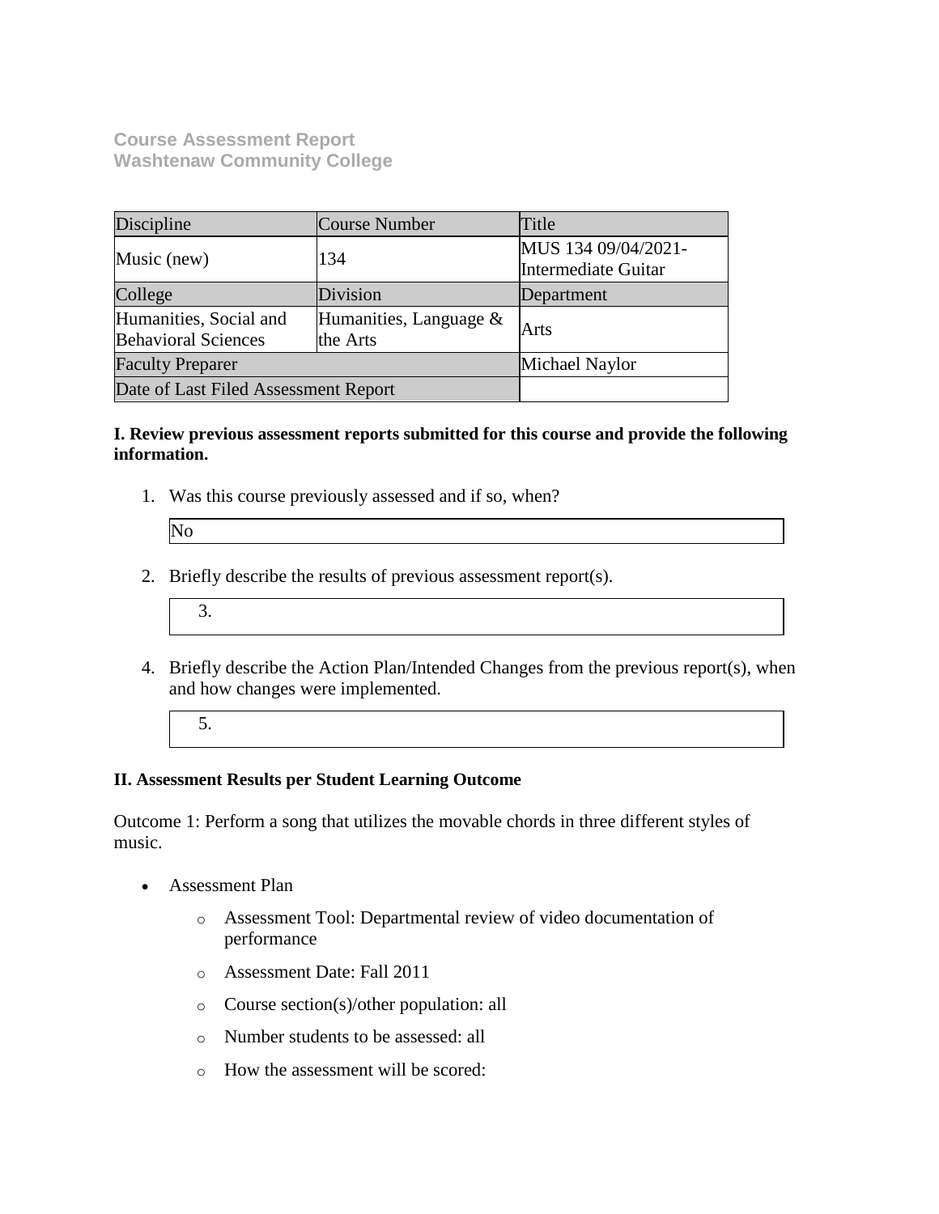**Course Assessment Report**
**Washtenaw Community College**

| Discipline | Course Number | Title |
|---|---|---|
| Music (new) | 134 | MUS 134 09/04/2021- Intermediate Guitar |
| College | Division | Department |
| Humanities, Social and Behavioral Sciences | Humanities, Language & the Arts | Arts |
| Faculty Preparer | | Michael Naylor |
| Date of Last Filed Assessment Report | | |

**I. Review previous assessment reports submitted for this course and provide the following information.**

1. Was this course previously assessed and if so, when?

   No

2. Briefly describe the results of previous assessment report(s).

   3.

4. Briefly describe the Action Plan/Intended Changes from the previous report(s), when and how changes were implemented.

   5.

**II. Assessment Results per Student Learning Outcome**

Outcome 1: Perform a song that utilizes the movable chords in three different styles of music.

- Assessment Plan
    - Assessment Tool: Departmental review of video documentation of performance
    - Assessment Date: Fall 2011
    - Course section(s)/other population: all
    - Number students to be assessed: all
    - How the assessment will be scored: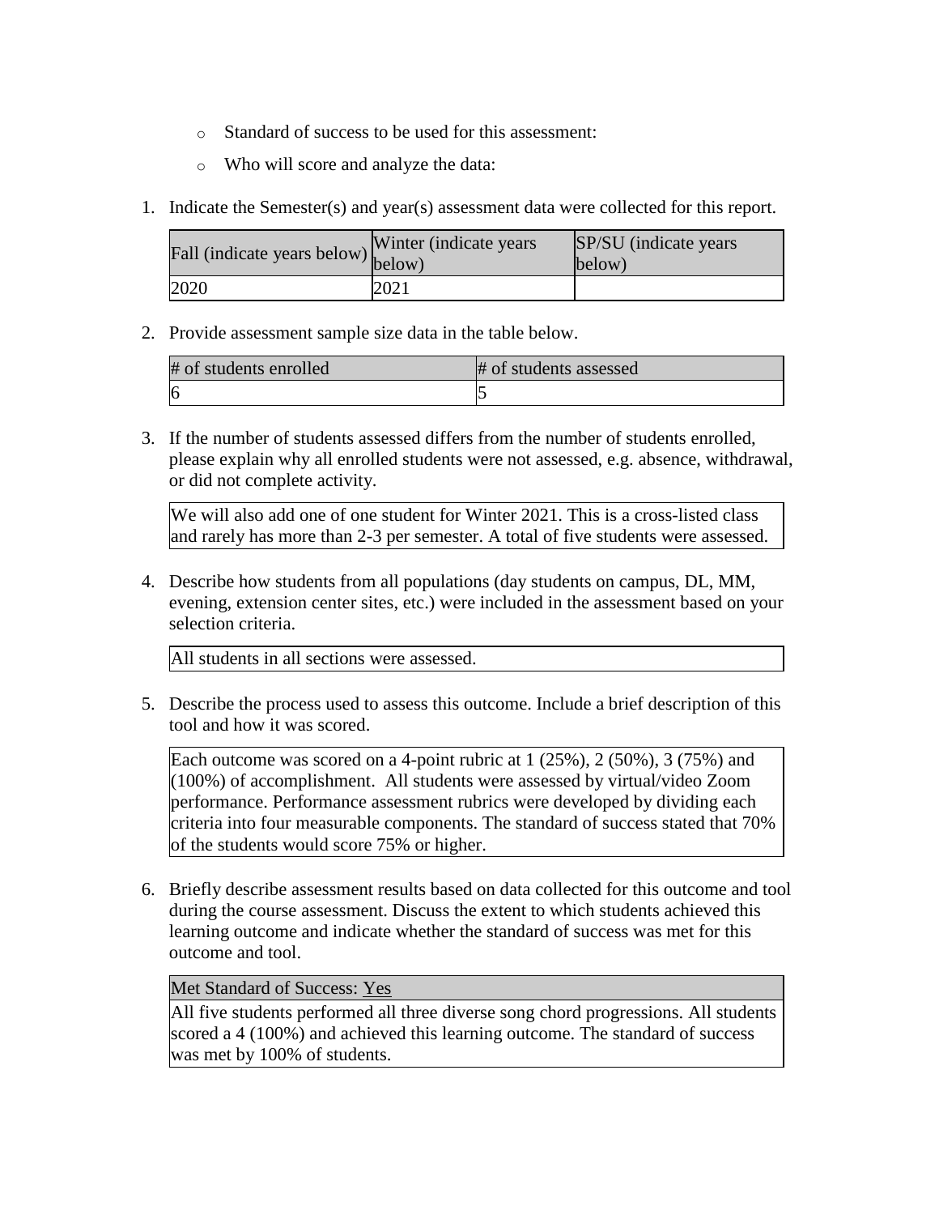- Standard of success to be used for this assessment:
- Who will score and analyze the data:

1. Indicate the Semester(s) and year(s) assessment data were collected for this report.

| Fall (indicate years below) | Winter (indicate years below) | SP/SU (indicate years below) |
|---|---|---|
| 2020 | 2021 | |

2. Provide assessment sample size data in the table below.

| # of students enrolled | # of students assessed |
|---|---|
| 6 | 5 |

3. If the number of students assessed differs from the number of students enrolled, please explain why all enrolled students were not assessed, e.g. absence, withdrawal, or did not complete activity.

| We will also add one of one student for Winter 2021. This is a cross-listed class and rarely has more than 2-3 per semester. A total of five students were assessed. |
|---|

4. Describe how students from all populations (day students on campus, DL, MM, evening, extension center sites, etc.) were included in the assessment based on your selection criteria.

| All students in all sections were assessed. |
|---|

5. Describe the process used to assess this outcome. Include a brief description of this tool and how it was scored.

| Each outcome was scored on a 4-point rubric at 1 (25%), 2 (50%), 3 (75%) and (100%) of accomplishment. All students were assessed by virtual/video Zoom performance. Performance assessment rubrics were developed by dividing each criteria into four measurable components. The standard of success stated that 70% of the students would score 75% or higher. |
|---|

6. Briefly describe assessment results based on data collected for this outcome and tool during the course assessment. Discuss the extent to which students achieved this learning outcome and indicate whether the standard of success was met for this outcome and tool.

| Met Standard of Success: Yes |
|---|
| All five students performed all three diverse song chord progressions. All students scored a 4 (100%) and achieved this learning outcome. The standard of success was met by 100% of students. |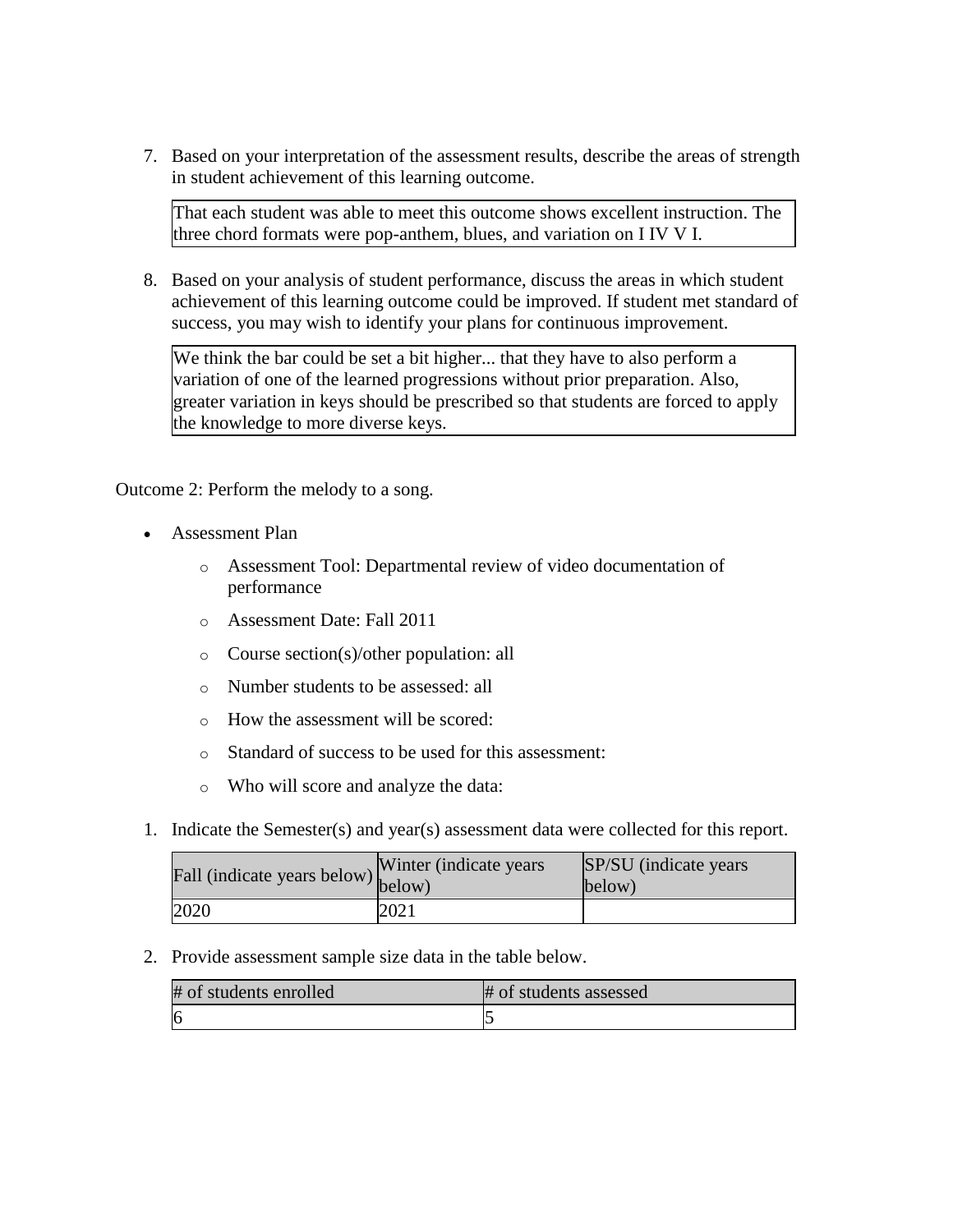7. Based on your interpretation of the assessment results, describe the areas of strength in student achievement of this learning outcome.

   That each student was able to meet this outcome shows excellent instruction. The three chord formats were pop-anthem, blues, and variation on I IV V I.

8. Based on your analysis of student performance, discuss the areas in which student achievement of this learning outcome could be improved. If student met standard of success, you may wish to identify your plans for continuous improvement.

   We think the bar could be set a bit higher... that they have to also perform a variation of one of the learned progressions without prior preparation. Also, greater variation in keys should be prescribed so that students are forced to apply the knowledge to more diverse keys.

Outcome 2: Perform the melody to a song.

- Assessment Plan
  - Assessment Tool: Departmental review of video documentation of performance
  - Assessment Date: Fall 2011
  - Course section(s)/other population: all
  - Number students to be assessed: all
  - How the assessment will be scored:
  - Standard of success to be used for this assessment:
  - Who will score and analyze the data:

1. Indicate the Semester(s) and year(s) assessment data were collected for this report.

| Fall (indicate years below) | Winter (indicate years below) | SP/SU (indicate years below) |
|---|---|---|
| 2020 | 2021 | |

2. Provide assessment sample size data in the table below.

| # of students enrolled | # of students assessed |
|---|---|
| 6 | 5 |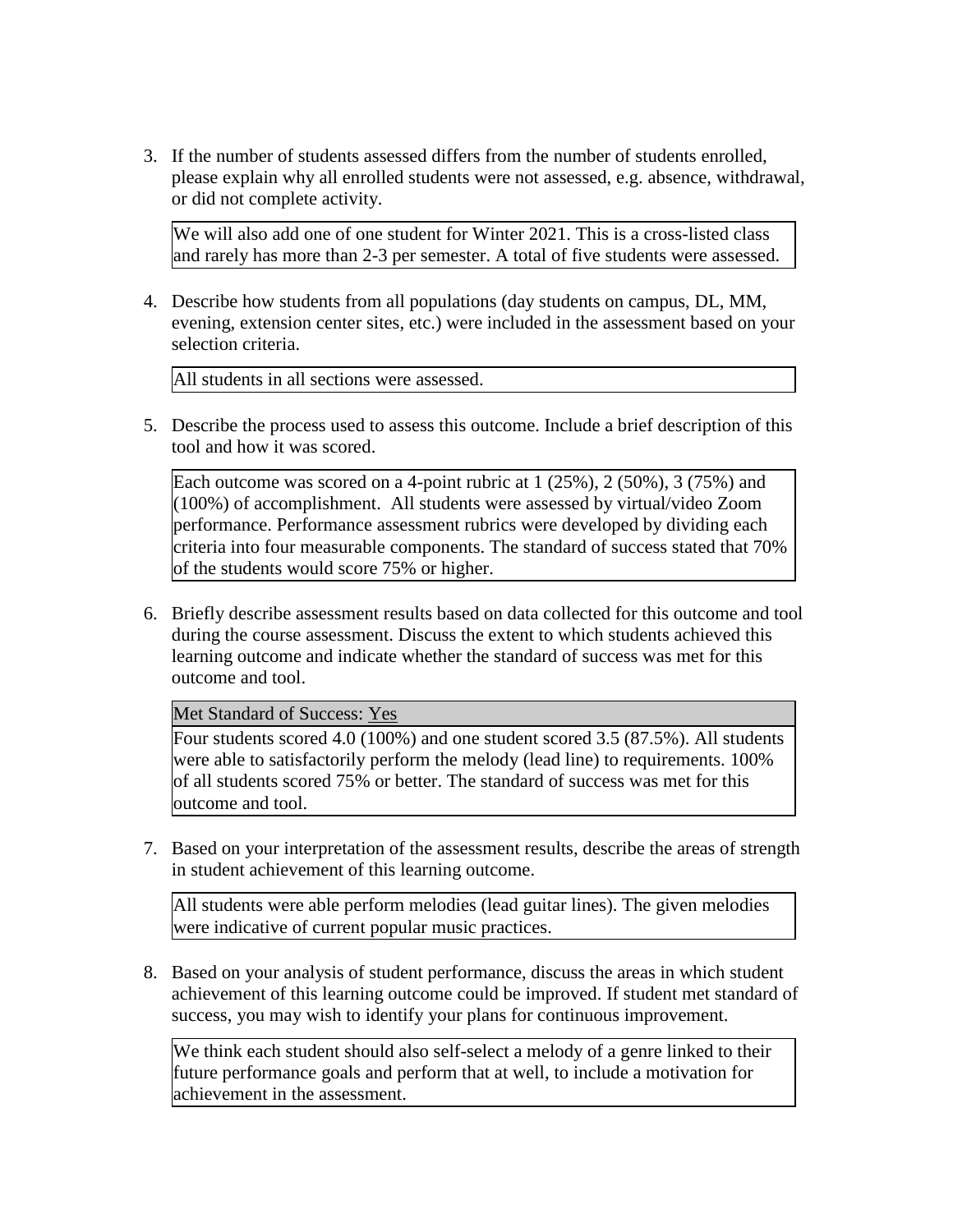3. If the number of students assessed differs from the number of students enrolled, please explain why all enrolled students were not assessed, e.g. absence, withdrawal, or did not complete activity.

   We will also add one of one student for Winter 2021. This is a cross-listed class and rarely has more than 2-3 per semester. A total of five students were assessed.

4. Describe how students from all populations (day students on campus, DL, MM, evening, extension center sites, etc.) were included in the assessment based on your selection criteria.

   All students in all sections were assessed.

5. Describe the process used to assess this outcome. Include a brief description of this tool and how it was scored.

   Each outcome was scored on a 4-point rubric at 1 (25%), 2 (50%), 3 (75%) and (100%) of accomplishment. All students were assessed by virtual/video Zoom performance. Performance assessment rubrics were developed by dividing each criteria into four measurable components. The standard of success stated that 70% of the students would score 75% or higher.

6. Briefly describe assessment results based on data collected for this outcome and tool during the course assessment. Discuss the extent to which students achieved this learning outcome and indicate whether the standard of success was met for this outcome and tool.

   Met Standard of Success: Yes

   Four students scored 4.0 (100%) and one student scored 3.5 (87.5%). All students were able to satisfactorily perform the melody (lead line) to requirements. 100% of all students scored 75% or better. The standard of success was met for this outcome and tool.

7. Based on your interpretation of the assessment results, describe the areas of strength in student achievement of this learning outcome.

   All students were able perform melodies (lead guitar lines). The given melodies were indicative of current popular music practices.

8. Based on your analysis of student performance, discuss the areas in which student achievement of this learning outcome could be improved. If student met standard of success, you may wish to identify your plans for continuous improvement.

   We think each student should also self-select a melody of a genre linked to their future performance goals and perform that at well, to include a motivation for achievement in the assessment.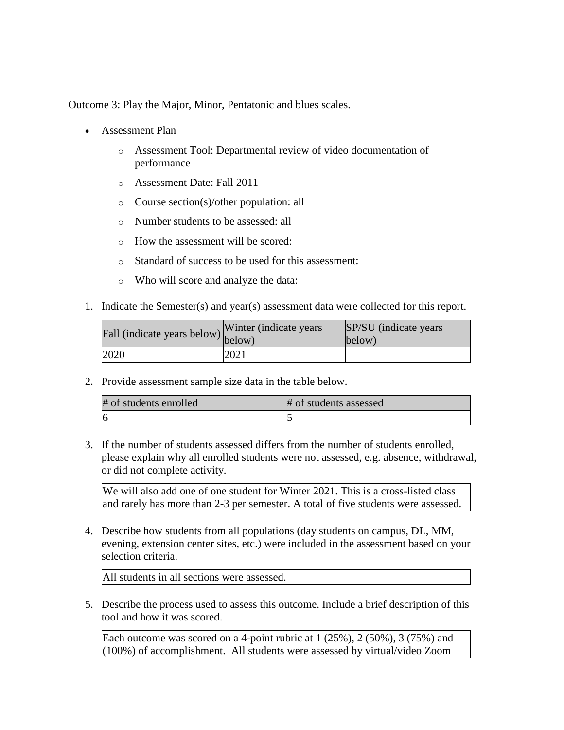Outcome 3: Play the Major, Minor, Pentatonic and blues scales.

- Assessment Plan
  - Assessment Tool: Departmental review of video documentation of performance
  - Assessment Date: Fall 2011
  - Course section(s)/other population: all
  - Number students to be assessed: all
  - How the assessment will be scored:
  - Standard of success to be used for this assessment:
  - Who will score and analyze the data:

1. Indicate the Semester(s) and year(s) assessment data were collected for this report.

| Fall (indicate years below) | Winter (indicate years below) | SP/SU (indicate years below) |
|---|---|---|
| 2020 | 2021 | |

2. Provide assessment sample size data in the table below.

| # of students enrolled | # of students assessed |
|---|---|
| 6 | 5 |

3. If the number of students assessed differs from the number of students enrolled, please explain why all enrolled students were not assessed, e.g. absence, withdrawal, or did not complete activity.

We will also add one of one student for Winter 2021. This is a cross-listed class and rarely has more than 2-3 per semester. A total of five students were assessed.

4. Describe how students from all populations (day students on campus, DL, MM, evening, extension center sites, etc.) were included in the assessment based on your selection criteria.

All students in all sections were assessed.

5. Describe the process used to assess this outcome. Include a brief description of this tool and how it was scored.

Each outcome was scored on a 4-point rubric at 1 (25%), 2 (50%), 3 (75%) and (100%) of accomplishment. All students were assessed by virtual/video Zoom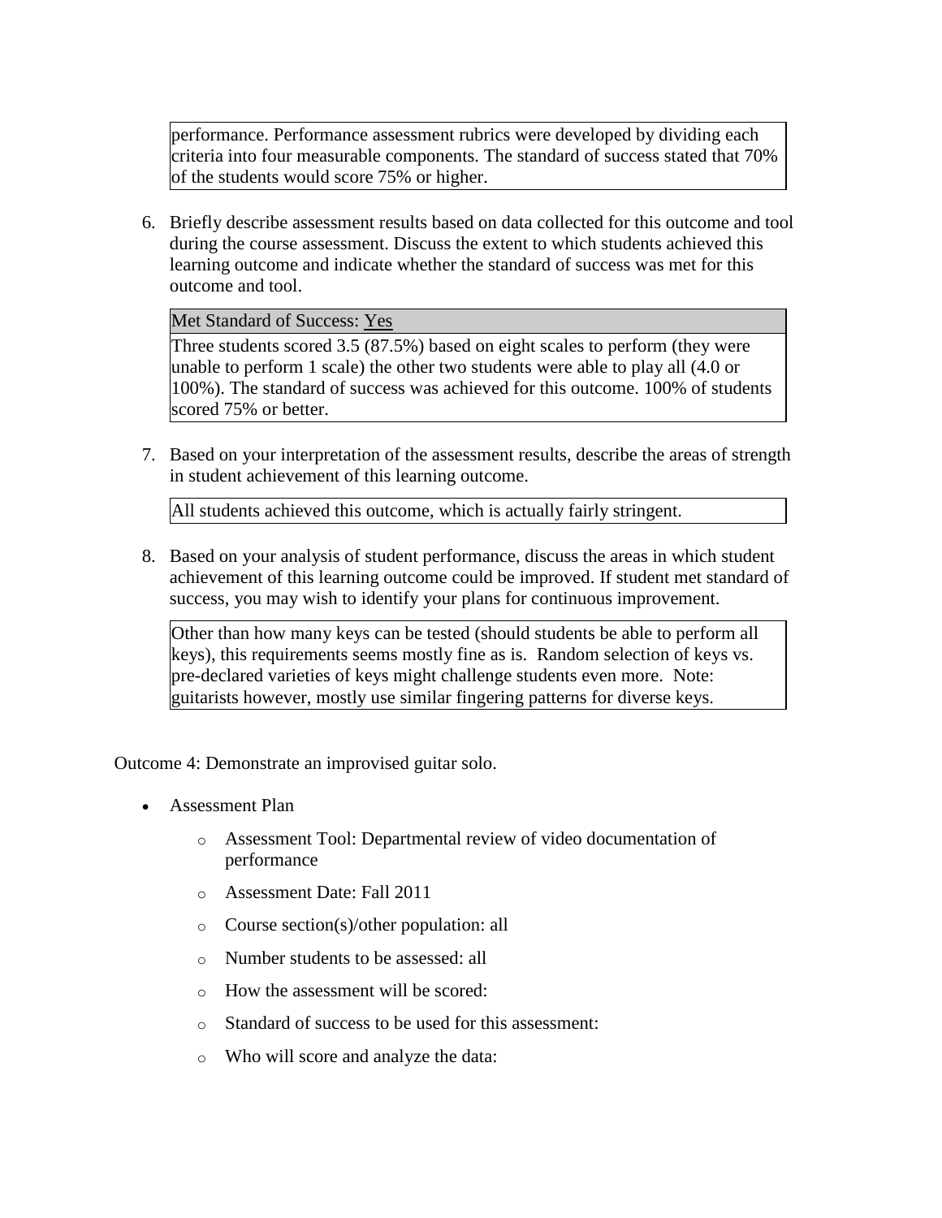performance. Performance assessment rubrics were developed by dividing each criteria into four measurable components. The standard of success stated that 70% of the students would score 75% or higher.

6. Briefly describe assessment results based on data collected for this outcome and tool during the course assessment. Discuss the extent to which students achieved this learning outcome and indicate whether the standard of success was met for this outcome and tool.

| Met Standard of Success: Yes |
| --- |
| Three students scored 3.5 (87.5%) based on eight scales to perform (they were unable to perform 1 scale) the other two students were able to play all (4.0 or 100%). The standard of success was achieved for this outcome. 100% of students scored 75% or better. |

7. Based on your interpretation of the assessment results, describe the areas of strength in student achievement of this learning outcome.

All students achieved this outcome, which is actually fairly stringent.

8. Based on your analysis of student performance, discuss the areas in which student achievement of this learning outcome could be improved. If student met standard of success, you may wish to identify your plans for continuous improvement.

Other than how many keys can be tested (should students be able to perform all keys), this requirements seems mostly fine as is. Random selection of keys vs. pre-declared varieties of keys might challenge students even more. Note: guitarists however, mostly use similar fingering patterns for diverse keys.

Outcome 4: Demonstrate an improvised guitar solo.

- Assessment Plan
  - Assessment Tool: Departmental review of video documentation of performance
  - Assessment Date: Fall 2011
  - Course section(s)/other population: all
  - Number students to be assessed: all
  - How the assessment will be scored:
  - Standard of success to be used for this assessment:
  - Who will score and analyze the data: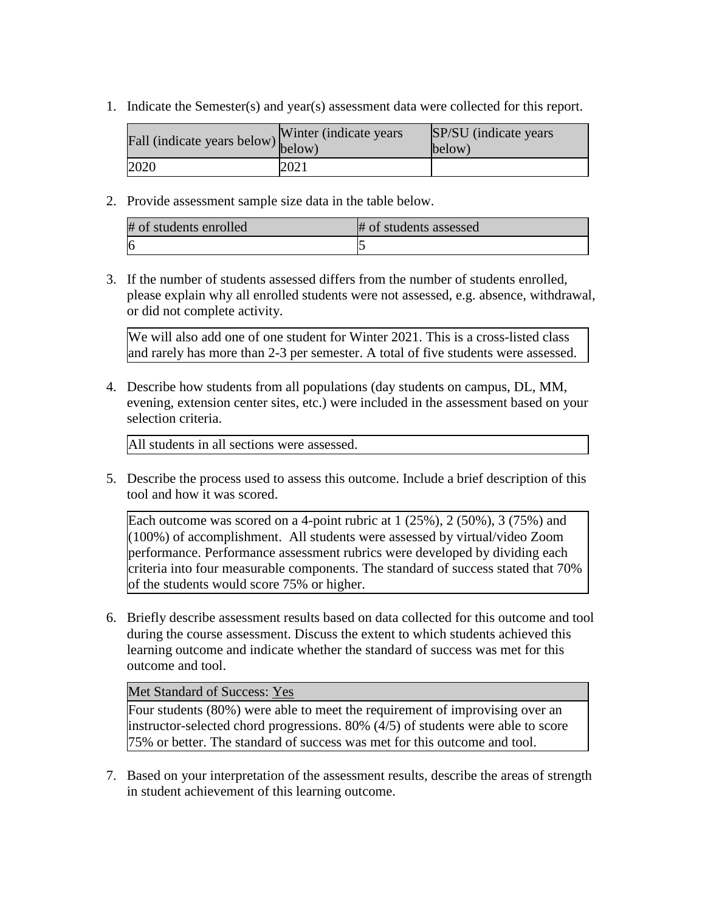1. Indicate the Semester(s) and year(s) assessment data were collected for this report.

| Fall (indicate years below) | Winter (indicate years below) | SP/SU (indicate years below) |
| --- | --- | --- |
| 2020 | 2021 | |

2. Provide assessment sample size data in the table below.

| # of students enrolled | # of students assessed |
| --- | --- |
| 6 | 5 |

3. If the number of students assessed differs from the number of students enrolled, please explain why all enrolled students were not assessed, e.g. absence, withdrawal, or did not complete activity.

| We will also add one of one student for Winter 2021. This is a cross-listed class and rarely has more than 2-3 per semester. A total of five students were assessed. |
| --- |

4. Describe how students from all populations (day students on campus, DL, MM, evening, extension center sites, etc.) were included in the assessment based on your selection criteria.

| All students in all sections were assessed. |
| --- |

5. Describe the process used to assess this outcome. Include a brief description of this tool and how it was scored.

| Each outcome was scored on a 4-point rubric at 1 (25%), 2 (50%), 3 (75%) and (100%) of accomplishment. All students were assessed by virtual/video Zoom performance. Performance assessment rubrics were developed by dividing each criteria into four measurable components. The standard of success stated that 70% of the students would score 75% or higher. |
| --- |

6. Briefly describe assessment results based on data collected for this outcome and tool during the course assessment. Discuss the extent to which students achieved this learning outcome and indicate whether the standard of success was met for this outcome and tool.

| Met Standard of Success: Yes |
| --- |
| Four students (80%) were able to meet the requirement of improvising over an instructor-selected chord progressions. 80% (4/5) of students were able to score 75% or better. The standard of success was met for this outcome and tool. |

7. Based on your interpretation of the assessment results, describe the areas of strength in student achievement of this learning outcome.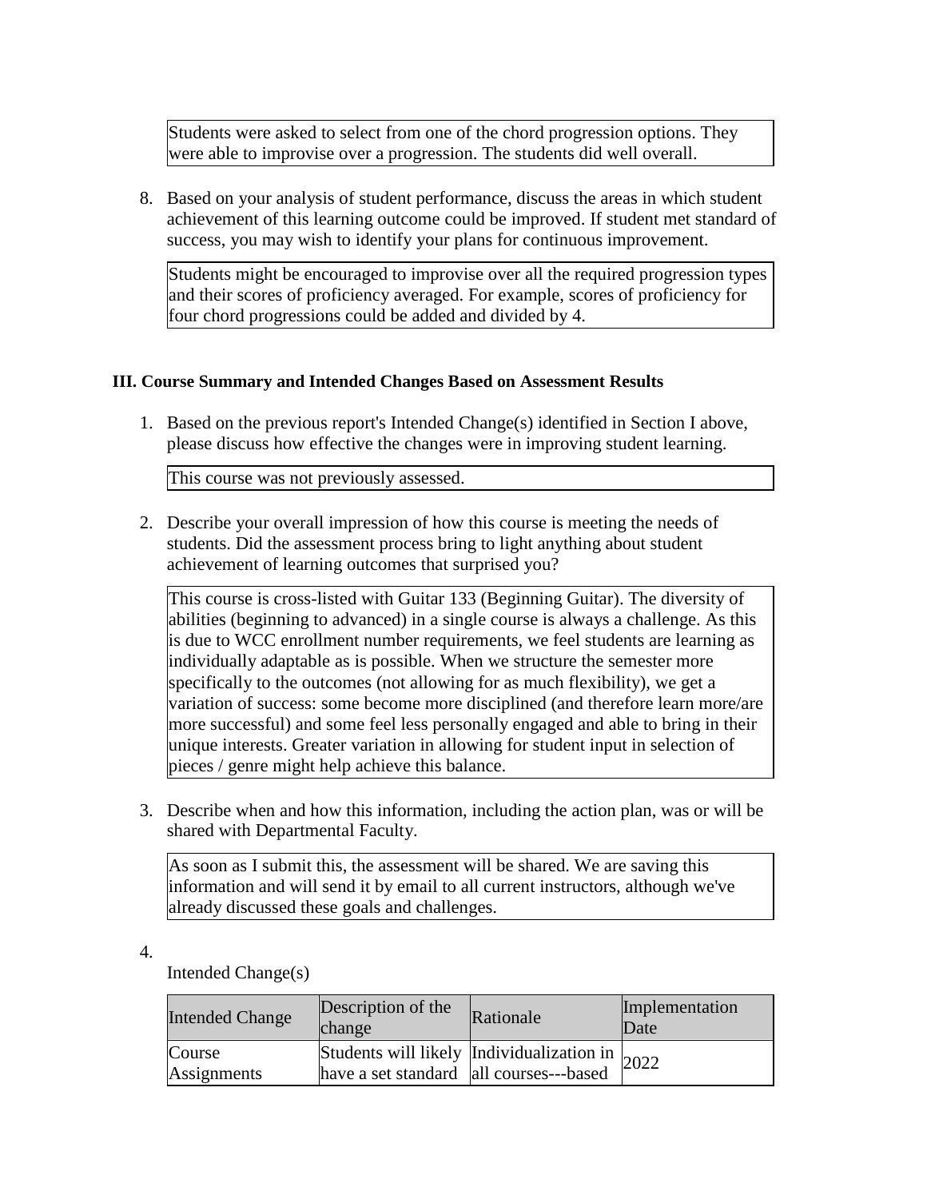Students were asked to select from one of the chord progression options. They were able to improvise over a progression. The students did well overall.

8. Based on your analysis of student performance, discuss the areas in which student achievement of this learning outcome could be improved. If student met standard of success, you may wish to identify your plans for continuous improvement.

Students might be encouraged to improvise over all the required progression types and their scores of proficiency averaged. For example, scores of proficiency for four chord progressions could be added and divided by 4.

### III. Course Summary and Intended Changes Based on Assessment Results

1. Based on the previous report's Intended Change(s) identified in Section I above, please discuss how effective the changes were in improving student learning.

This course was not previously assessed.

2. Describe your overall impression of how this course is meeting the needs of students. Did the assessment process bring to light anything about student achievement of learning outcomes that surprised you?

This course is cross-listed with Guitar 133 (Beginning Guitar). The diversity of abilities (beginning to advanced) in a single course is always a challenge. As this is due to WCC enrollment number requirements, we feel students are learning as individually adaptable as is possible. When we structure the semester more specifically to the outcomes (not allowing for as much flexibility), we get a variation of success: some become more disciplined (and therefore learn more/are more successful) and some feel less personally engaged and able to bring in their unique interests. Greater variation in allowing for student input in selection of pieces / genre might help achieve this balance.

3. Describe when and how this information, including the action plan, was or will be shared with Departmental Faculty.

As soon as I submit this, the assessment will be shared. We are saving this information and will send it by email to all current instructors, although we've already discussed these goals and challenges.

4. Intended Change(s)

| Intended Change | Description of the change | Rationale | Implementation Date |
|---|---|---|---|
| Course Assignments | Students will likely have a set standard | Individualization in all courses---based | 2022 |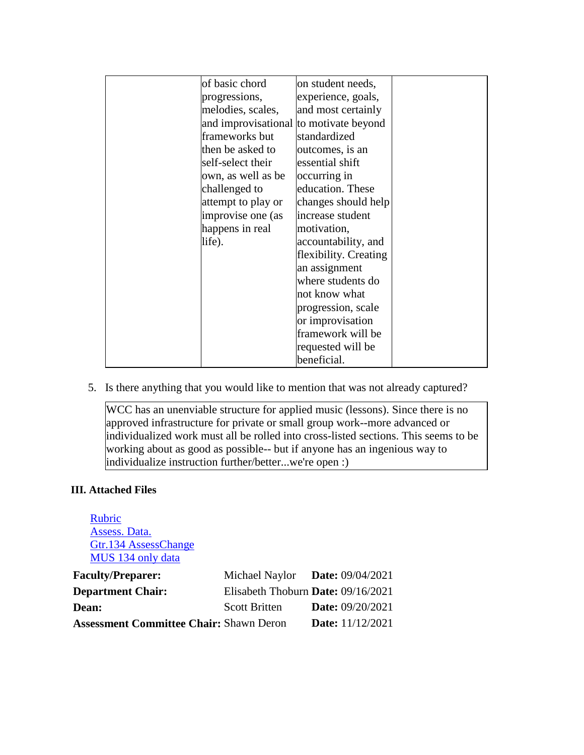| | | | |
|---|---|---|---|
| | of basic chord progressions, melodies, scales, and improvisational frameworks but then be asked to self-select their own, as well as be challenged to attempt to play or improvise one (as happens in real life). | on student needs, experience, goals, and most certainly to motivate beyond standardized outcomes, is an essential shift occurring in education. These changes should help increase student motivation, accountability, and flexibility. Creating an assignment where students do not know what progression, scale or improvisation framework will be requested will be beneficial. | |

5. Is there anything that you would like to mention that was not already captured?

WCC has an unenviable structure for applied music (lessons). Since there is no approved infrastructure for private or small group work--more advanced or individualized work must all be rolled into cross-listed sections. This seems to be working about as good as possible-- but if anyone has an ingenious way to individualize instruction further/better...we're open :)

### III. Attached Files

Rubric
Assess. Data.
Gtr.134 AssessChange
MUS 134 only data

| | | |
|---|---|---|
| **Faculty/Preparer:** | Michael Naylor | **Date:** 09/04/2021 |
| **Department Chair:** | Elisabeth Thoburn | **Date:** 09/16/2021 |
| **Dean:** | Scott Britten | **Date:** 09/20/2021 |
| **Assessment Committee Chair:** | Shawn Deron | **Date:** 11/12/2021 |